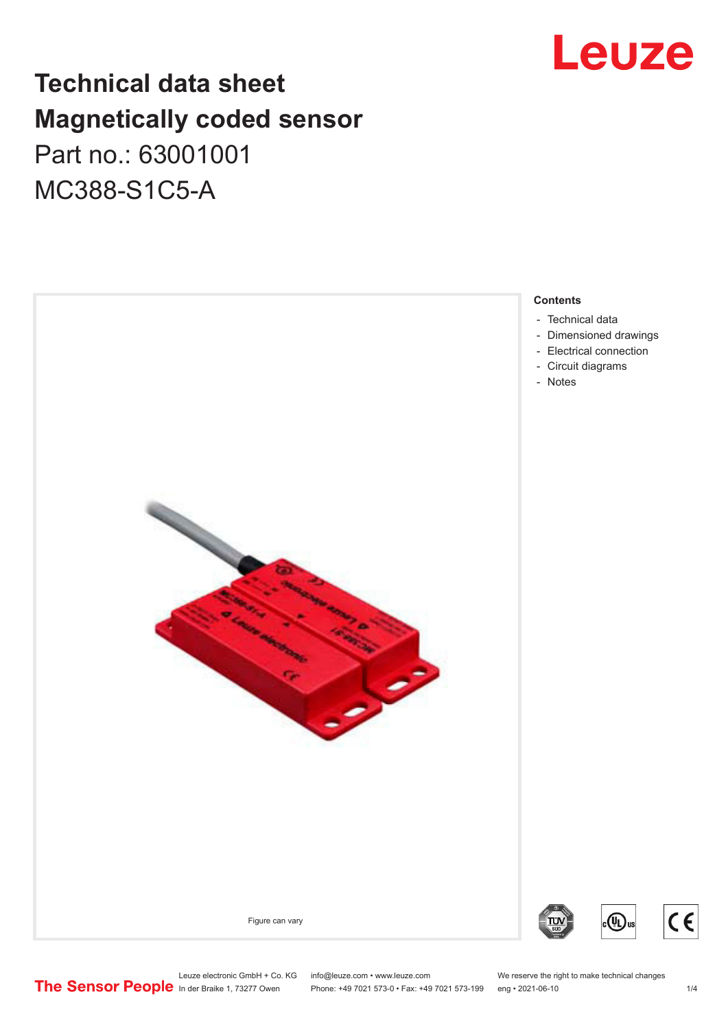# Technical data sheet
# Magnetically coded sensor

Part no.: 63001001

MC388-S1C5-A

Figure can vary

**Contents**

- Technical data
- Dimensioned drawings
- Electrical connection
- Circuit diagrams
- Notes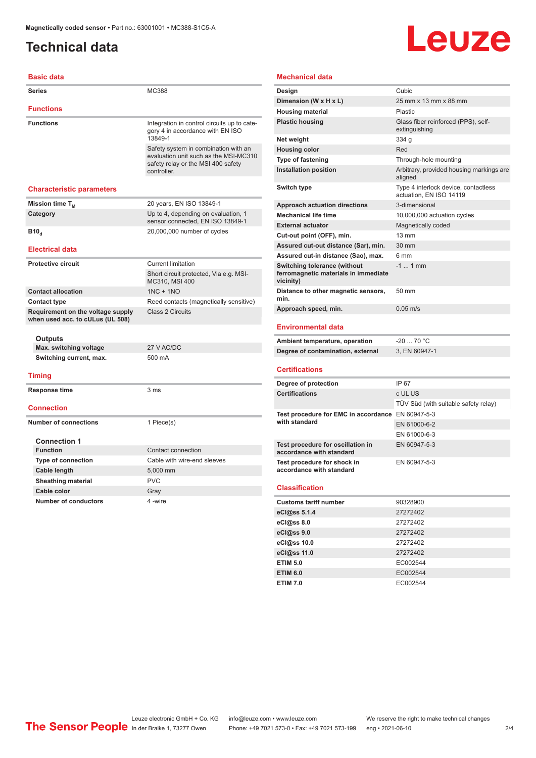# Technical data

## Basic data

| | |
|---|---|
| **Series** | MC388 |

## Functions

| | |
|---|---|
| **Functions** | Integration in control circuits up to category 4 in accordance with EN ISO 13849-1 |
| | Safety system in combination with an evaluation unit such as the MSI-MC310 safety relay or the MSI 400 safety controller. |

## Characteristic parameters

| | |
|---|---|
| **Mission time $T_M$** | 20 years, EN ISO 13849-1 |
| **Category** | Up to 4, depending on evaluation, 1 sensor connected, EN ISO 13849-1 |
| **$B10_d$** | 20,000,000 number of cycles |

## Electrical data

| | |
|---|---|
| **Protective circuit** | Current limitation |
| | Short circuit protected, Via e.g. MSI-MC310, MSI 400 |
| **Contact allocation** | 1NC + 1NO |
| **Contact type** | Reed contacts (magnetically sensitive) |
| **Requirement on the voltage supply when used acc. to cULus (UL 508)** | Class 2 Circuits |

### Outputs

| | |
|---|---|
| **Max. switching voltage** | 27 V AC/DC |
| **Switching current, max.** | 500 mA |

## Timing

| | |
|---|---|
| **Response time** | 3 ms |

## Connection

| | |
|---|---|
| **Number of connections** | 1 Piece(s) |

### Connection 1

| | |
|---|---|
| **Function** | Contact connection |
| **Type of connection** | Cable with wire-end sleeves |
| **Cable length** | 5,000 mm |
| **Sheathing material** | PVC |
| **Cable color** | Gray |
| **Number of conductors** | 4 -wire |

## Mechanical data

| | |
|---|---|
| **Design** | Cubic |
| **Dimension (W x H x L)** | 25 mm x 13 mm x 88 mm |
| **Housing material** | Plastic |
| **Plastic housing** | Glass fiber reinforced (PPS), self-extinguishing |
| **Net weight** | 334 g |
| **Housing color** | Red |
| **Type of fastening** | Through-hole mounting |
| **Installation position** | Arbitrary, provided housing markings are aligned |
| **Switch type** | Type 4 interlock device, contactless actuation, EN ISO 14119 |
| **Approach actuation directions** | 3-dimensional |
| **Mechanical life time** | 10,000,000 actuation cycles |
| **External actuator** | Magnetically coded |
| **Cut-out point (OFF), min.** | 13 mm |
| **Assured cut-out distance (Sar), min.** | 30 mm |
| **Assured cut-in distance (Sao), max.** | 6 mm |
| **Switching tolerance (without ferromagnetic materials in immediate vicinity)** | -1 ... 1 mm |
| **Distance to other magnetic sensors, min.** | 50 mm |
| **Approach speed, min.** | 0.05 m/s |

## Environmental data

| | |
|---|---|
| **Ambient temperature, operation** | -20 ... 70 °C |
| **Degree of contamination, external** | 3, EN 60947-1 |

## Certifications

| | |
|---|---|
| **Degree of protection** | IP 67 |
| **Certifications** | c UL US |
| | TÜV Süd (with suitable safety relay) |
| **Test procedure for EMC in accordance with standard** | EN 60947-5-3 |
| | EN 61000-6-2 |
| | EN 61000-6-3 |
| **Test procedure for oscillation in accordance with standard** | EN 60947-5-3 |
| **Test procedure for shock in accordance with standard** | EN 60947-5-3 |

## Classification

| | |
|---|---|
| **Customs tariff number** | 90328900 |
| **eCl@ss 5.1.4** | 27272402 |
| **eCl@ss 8.0** | 27272402 |
| **eCl@ss 9.0** | 27272402 |
| **eCl@ss 10.0** | 27272402 |
| **eCl@ss 11.0** | 27272402 |
| **ETIM 5.0** | EC002544 |
| **ETIM 6.0** | EC002544 |
| **ETIM 7.0** | EC002544 |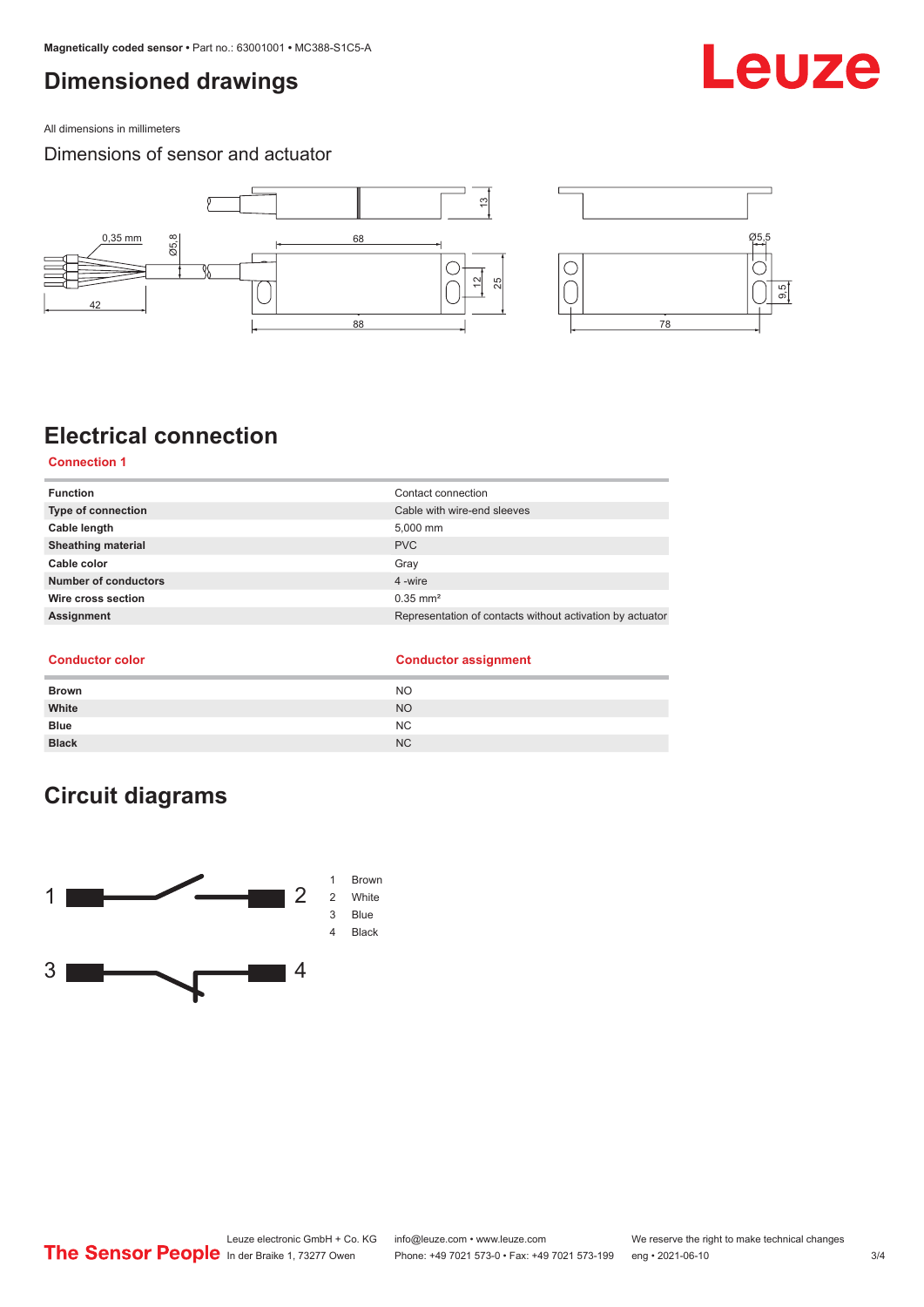# Dimensioned drawings

All dimensions in millimeters

## Dimensions of sensor and actuator

# Electrical connection

### Connection 1

| Function | Contact connection |
|---|---|
| Type of connection | Cable with wire-end sleeves |
| Cable length | 5,000 mm |
| Sheathing material | PVC |
| Cable color | Gray |
| Number of conductors | 4 -wire |
| Wire cross section | 0.35 mm² |
| Assignment | Representation of contacts without activation by actuator |

| Conductor color | Conductor assignment |
|---|---|
| Brown | NO |
| White | NO |
| Blue | NC |
| Black | NC |

# Circuit diagrams

1 Brown
2 White
3 Blue
4 Black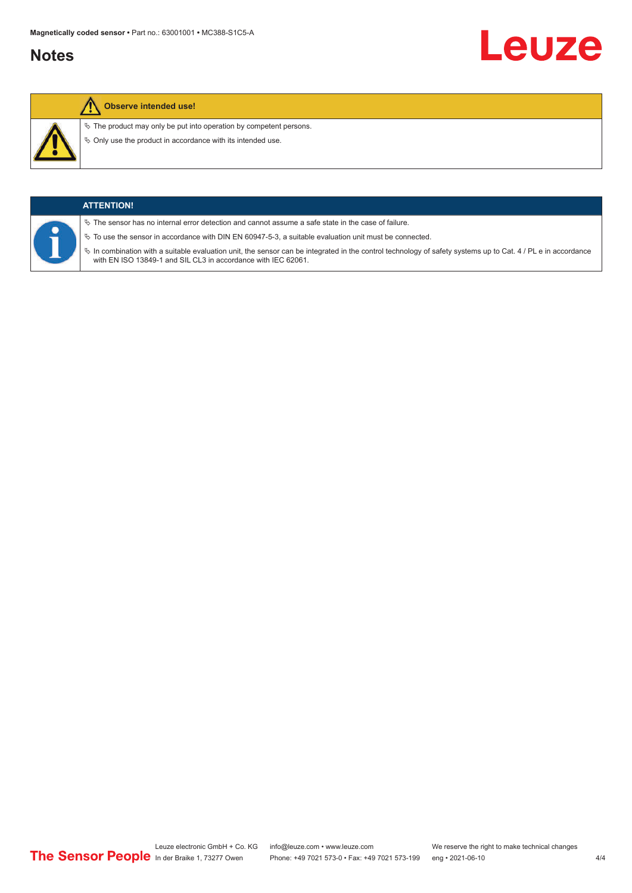## Notes

**Observe intended use!**

- ↳ The product may only be put into operation by competent persons.
- ↳ Only use the product in accordance with its intended use.

**ATTENTION!**

- ↳ The sensor has no internal error detection and cannot assume a safe state in the case of failure.
- ↳ To use the sensor in accordance with DIN EN 60947-5-3, a suitable evaluation unit must be connected.
- ↳ In combination with a suitable evaluation unit, the sensor can be integrated in the control technology of safety systems up to Cat. 4 / PL e in accordance with EN ISO 13849-1 and SIL CL3 in accordance with IEC 62061.